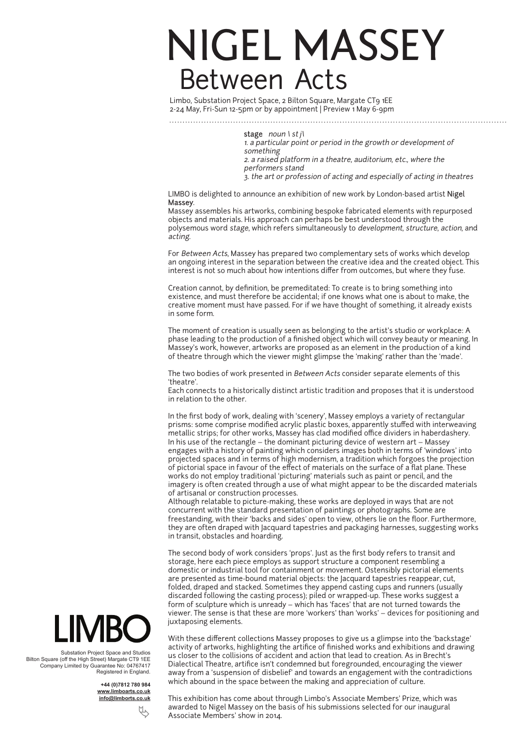# NIGEL MASSEY

## Between Acts

Limbo, Substation Project Space, 2 Bilton Square, Margate CT9 1EE
2-24 May, Fri-Sun 12-5pm or by appointment | Preview 1 May 6-9pm

**stage** *noun \ st j\*
*1. a particular point or period in the growth or development of something*
*2. a raised platform in a theatre, auditorium, etc., where the performers stand*
*3. the art or profession of acting and especially of acting in theatres*

LIMBO is delighted to announce an exhibition of new work by London-based artist **Nigel Massey**.
Massey assembles his artworks, combining bespoke fabricated elements with repurposed objects and materials. His approach can perhaps be best understood through the polysemous word *stage*, which refers simultaneously to *development*, *structure*, *action*, and *acting*.

For *Between Acts*, Massey has prepared two complementary sets of works which develop an ongoing interest in the separation between the creative idea and the created object. This interest is not so much about how intentions differ from outcomes, but where they fuse.

Creation cannot, by definition, be premeditated: To create is to bring something into existence, and must therefore be accidental; if one knows what one is about to make, the creative moment must have passed. For if we have thought of something, it already exists in some form.

The moment of creation is usually seen as belonging to the artist's studio or workplace: A phase leading to the production of a finished object which will convey beauty or meaning. In Massey's work, however, artworks are proposed as an element in the production of a kind of theatre through which the viewer might glimpse the 'making' rather than the 'made'.

The two bodies of work presented in *Between Acts* consider separate elements of this 'theatre'.
Each connects to a historically distinct artistic tradition and proposes that it is understood in relation to the other.

In the first body of work, dealing with 'scenery', Massey employs a variety of rectangular prisms: some comprise modified acrylic plastic boxes, apparently stuffed with interweaving metallic strips; for other works, Massey has clad modified office dividers in haberdashery. In his use of the rectangle – the dominant picturing device of western art – Massey engages with a history of painting which considers images both in terms of 'windows' into projected spaces and in terms of high modernism, a tradition which forgoes the projection of pictorial space in favour of the effect of materials on the surface of a flat plane. These works do not employ traditional 'picturing' materials such as paint or pencil, and the imagery is often created through a use of what might appear to be the discarded materials of artisanal or construction processes.
Although relatable to picture-making, these works are deployed in ways that are not concurrent with the standard presentation of paintings or photographs. Some are freestanding, with their 'backs and sides' open to view, others lie on the floor. Furthermore, they are often draped with Jacquard tapestries and packaging harnesses, suggesting works in transit, obstacles and hoarding.

The second body of work considers 'props'. Just as the first body refers to transit and storage, here each piece employs as support structure a component resembling a domestic or industrial tool for containment or movement. Ostensibly pictorial elements are presented as time-bound material objects: the Jacquard tapestries reappear, cut, folded, draped and stacked. Sometimes they append casting cups and runners (usually discarded following the casting process); piled or wrapped-up. These works suggest a form of sculpture which is unready – which has 'faces' that are not turned towards the viewer. The sense is that these are more 'workers' than 'works' – devices for positioning and juxtaposing elements.

With these different collections Massey proposes to give us a glimpse into the 'backstage' activity of artworks, highlighting the artifice of finished works and exhibitions and drawing us closer to the collisions of accident and action that lead to creation. As in Brecht's Dialectical Theatre, artifice isn't condemned but foregrounded, encouraging the viewer away from a 'suspension of disbelief' and towards an engagement with the contradictions which abound in the space between the making and appreciation of culture.

This exhibition has come about through Limbo's Associate Members' Prize, which was awarded to Nigel Massey on the basis of his submissions selected for our inaugural Associate Members' show in 2014.

LIMBO

Substation Project Space and Studios
Bilton Square (off the High Street) Margate CT9 1EE
Company Limited by Guarantee No: 04767417
Registered in England.

**+44 (0)7812 780 984**
**www.limboarts.co.uk**
**info@limborts.co.uk**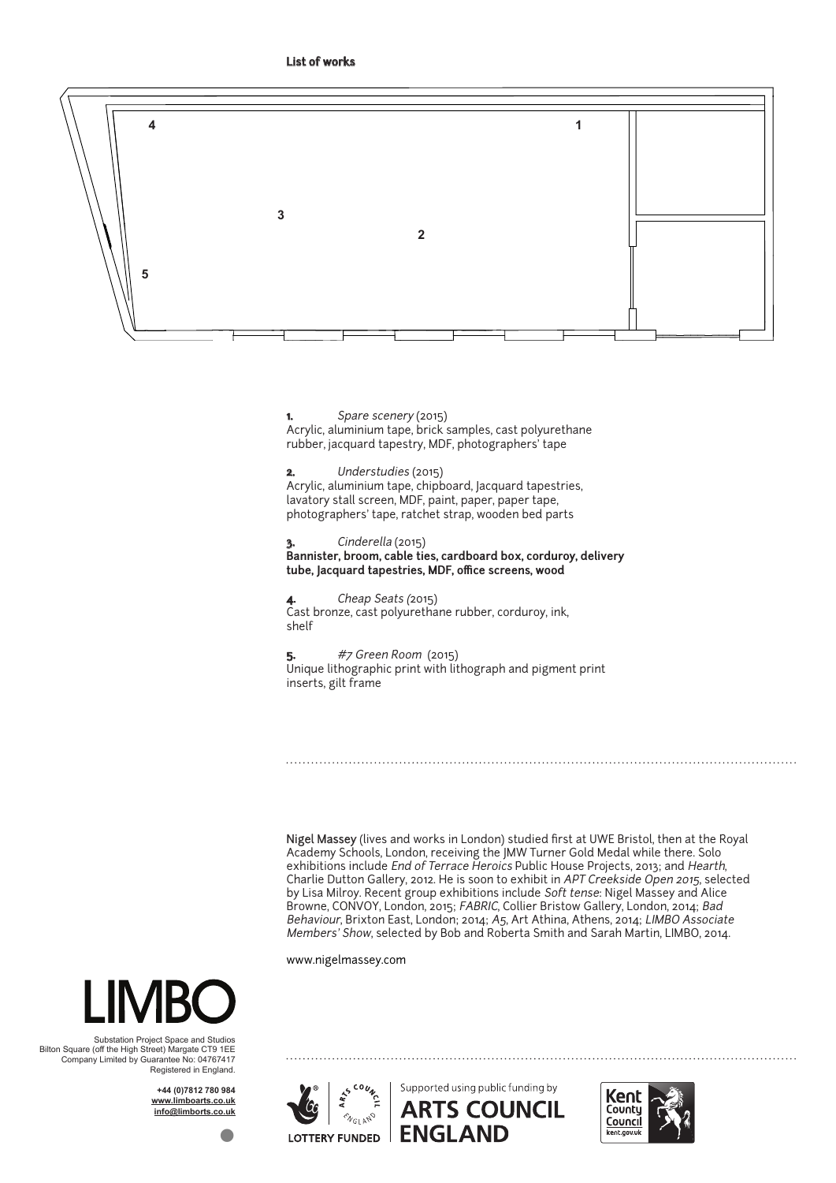## List of works

4

1

3

2

5

**1.** *Spare scenery* (2015)
Acrylic, aluminium tape, brick samples, cast polyurethane rubber, jacquard tapestry, MDF, photographers' tape

**2.** *Understudies* (2015)
Acrylic, aluminium tape, chipboard, Jacquard tapestries, lavatory stall screen, MDF, paint, paper, paper tape, photographers' tape, ratchet strap, wooden bed parts

**3.** *Cinderella* (2015)
**Bannister, broom, cable ties, cardboard box, corduroy, delivery tube, Jacquard tapestries, MDF, office screens, wood**

**4.** *Cheap Seats (*2015)
Cast bronze, cast polyurethane rubber, corduroy, ink, shelf

**5.** *#7 Green Room* (2015)
Unique lithographic print with lithograph and pigment print inserts, gilt frame

---

**Nigel Massey** (lives and works in London) studied first at UWE Bristol, then at the Royal Academy Schools, London, receiving the JMW Turner Gold Medal while there. Solo exhibitions include *End of Terrace Heroics* Public House Projects, 2013; and *Hearth*, Charlie Dutton Gallery, 2012. He is soon to exhibit in *APT Creekside Open 2015*, selected by Lisa Milroy. Recent group exhibitions include *Soft tense*: Nigel Massey and Alice Browne, CONVOY, London, 2015; *FABRIC*, Collier Bristow Gallery, London, 2014; *Bad Behaviour*, Brixton East, London; 2014; *A5*, Art Athina, Athens, 2014; *LIMBO Associate Members' Show*, selected by Bob and Roberta Smith and Sarah Martin, LIMBO, 2014.

www.nigelmassey.com

LIMBO

Substation Project Space and Studios
Bilton Square (off the High Street) Margate CT9 1EE
Company Limited by Guarantee No: 04767417
Registered in England.

**+44 (0)7812 780 984**
**www.limboarts.co.uk**
**info@limborts.co.uk**

LOTTERY FUNDED | Supported using public funding by ARTS COUNCIL ENGLAND

Kent County Council kent.gov.uk